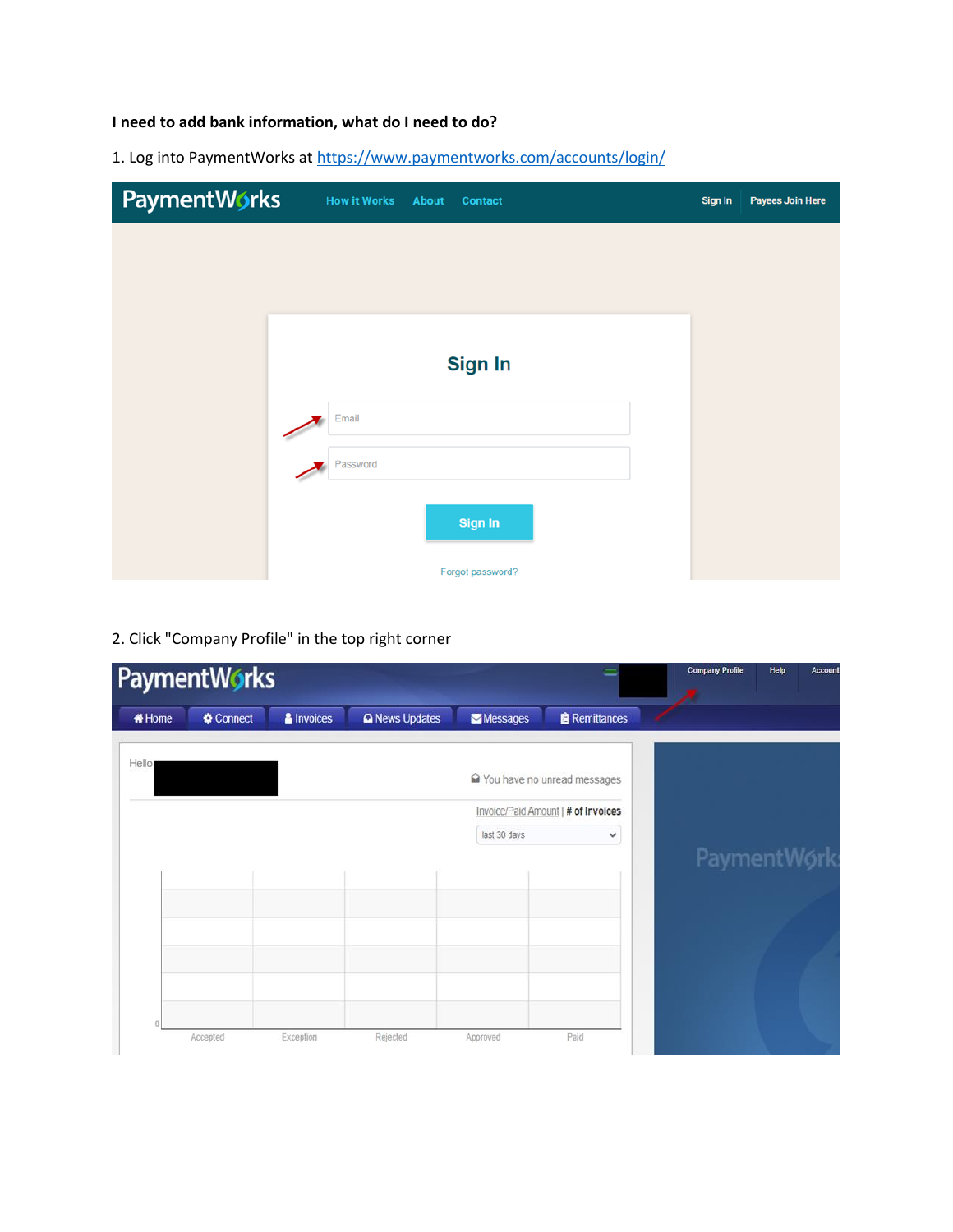**I need to add bank information, what do I need to do?**

1. Log into PaymentWorks at https://www.paymentworks.com/accounts/login/

2. Click "Company Profile" in the top right corner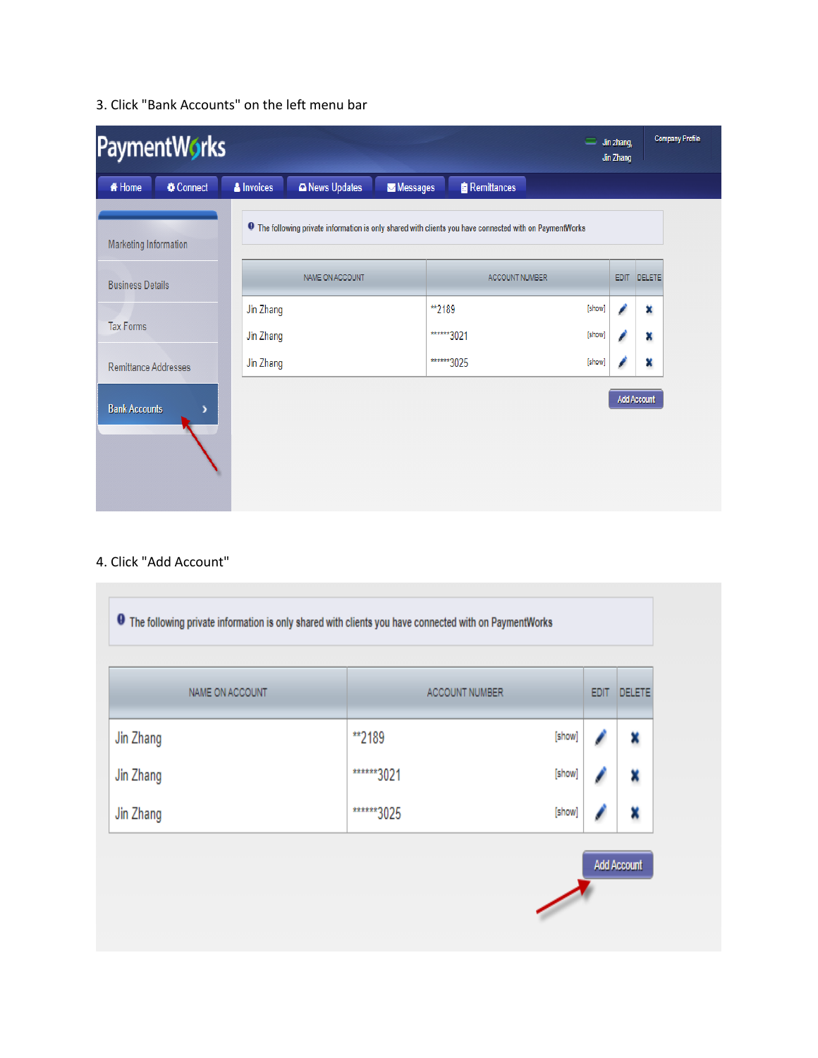3. Click "Bank Accounts" on the left menu bar

PaymentWorks

Jin zhang, Jin Zhang

Company Profile

Home | Connect | Invoices | News Updates | Messages | Remittances

- Marketing Information
- Business Details
- Tax Forms
- Remittance Addresses
- Bank Accounts

The following private information is only shared with clients you have connected with on PaymentWorks

| NAME ON ACCOUNT | ACCOUNT NUMBER | EDIT | DELETE |
| --- | --- | --- | --- |
| Jin Zhang | **2189 [show] | | |
| Jin Zhang | ******3021 [show] | | |
| Jin Zhang | ******3025 [show] | | |

Add Account

4. Click "Add Account"

The following private information is only shared with clients you have connected with on PaymentWorks

| NAME ON ACCOUNT | ACCOUNT NUMBER | EDIT | DELETE |
| --- | --- | --- | --- |
| Jin Zhang | **2189 [show] | | |
| Jin Zhang | ******3021 [show] | | |
| Jin Zhang | ******3025 [show] | | |

Add Account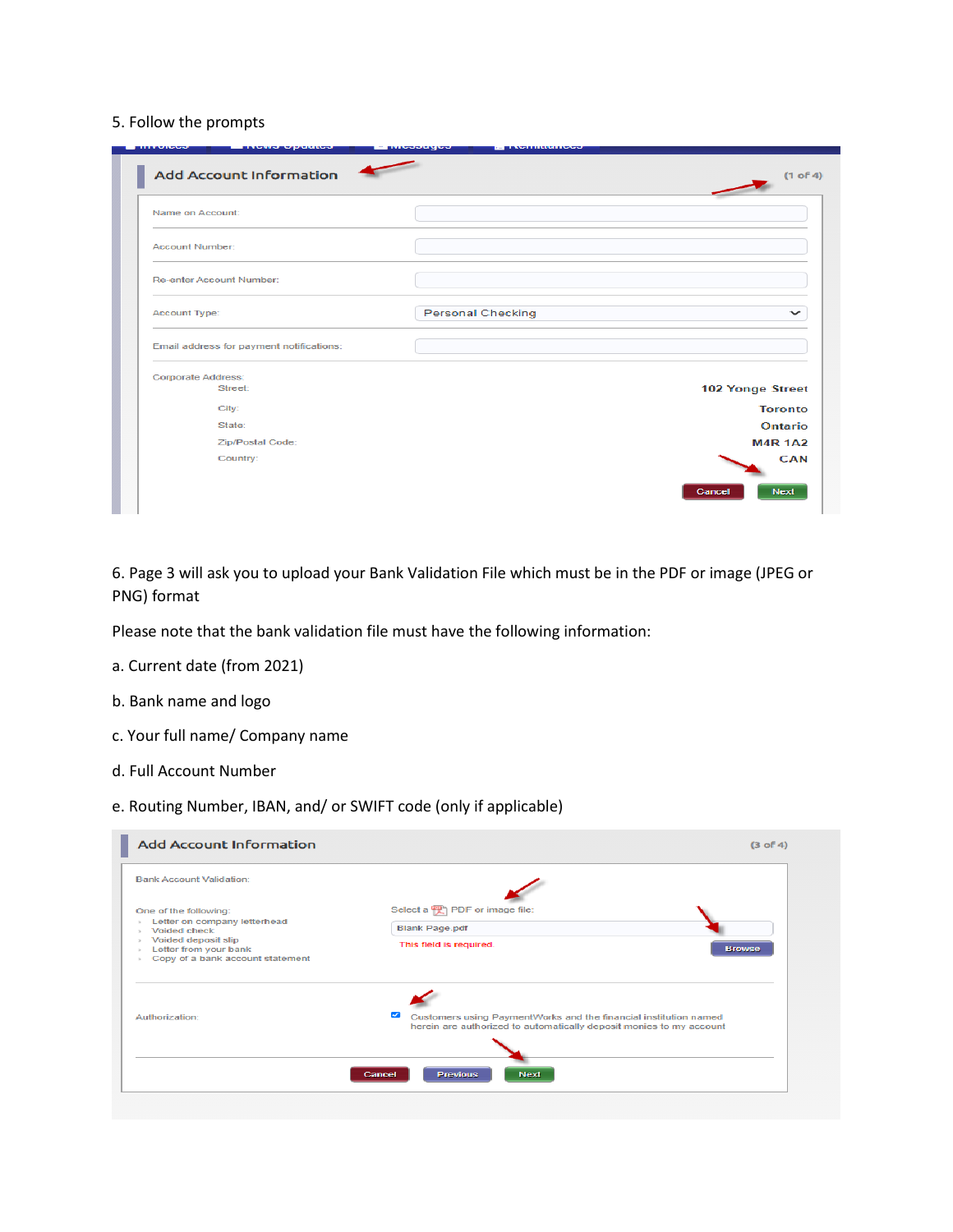5. Follow the prompts

**Add Account Information** (1 of 4)

| | |
|---|---|
| Name on Account: | |
| Account Number: | |
| Re-enter Account Number: | |
| Account Type: | Personal Checking |
| Email address for payment notifications: | |

Corporate Address:

| | |
|---|---|
| Street: | 102 Yonge Street |
| City: | Toronto |
| State: | Ontario |
| Zip/Postal Code: | M4R 1A2 |
| Country: | CAN |

Cancel | Next

6. Page 3 will ask you to upload your Bank Validation File which must be in the PDF or image (JPEG or PNG) format

Please note that the bank validation file must have the following information:

a. Current date (from 2021)

b. Bank name and logo

c. Your full name/ Company name

d. Full Account Number

e. Routing Number, IBAN, and/ or SWIFT code (only if applicable)

**Add Account Information** (3 of 4)

Bank Account Validation:

One of the following:
- Letter on company letterhead
- Voided check
- Voided deposit slip
- Letter from your bank
- Copy of a bank account statement

Select a PDF or image file:

Blank Page.pdf

This field is required.

Browse

Authorization: Customers using PaymentWorks and the financial institution named herein are authorized to automatically deposit monies to my account

Cancel | Previous | Next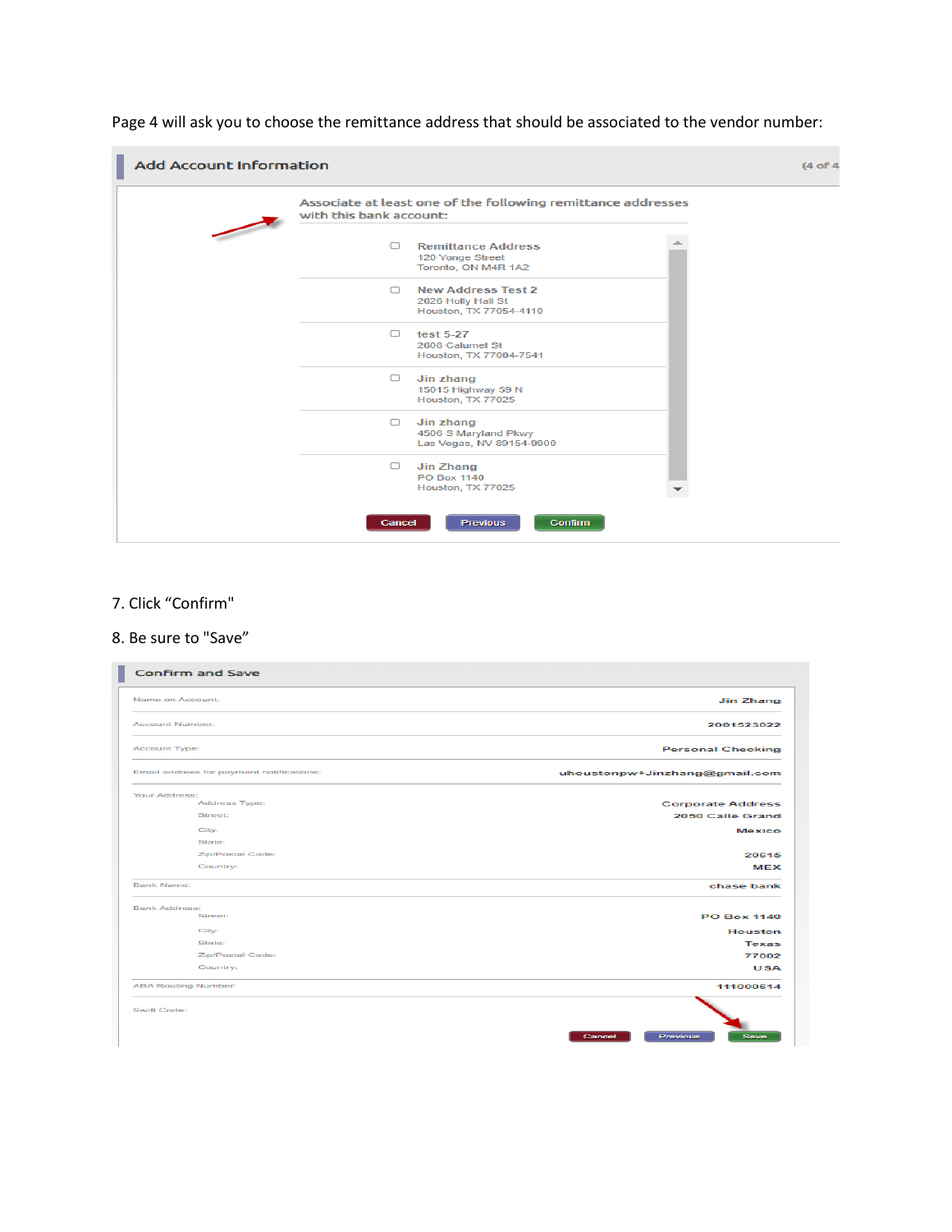Page 4 will ask you to choose the remittance address that should be associated to the vendor number:

**Add Account Information** (4 of 4

Associate at least one of the following remittance addresses with this bank account:

- ☐ **Remittance Address**
  120 Yonge Street
  Toronto, ON M4R 1A2
- ☐ **New Address Test 2**
  2626 Holly Hall St
  Houston, TX 77054-4110
- ☐ **test 5-27**
  2608 Calumet St
  Houston, TX 77004-7541
- ☐ **Jin zhang**
  15015 Highway 59 N
  Houston, TX 77025
- ☐ **Jin zhang**
  4500 S Maryland Pkwy
  Las Vegas, NV 89154-9900
- ☐ **Jin Zhang**
  PO Box 1140
  Houston, TX 77025

Cancel | Previous | Confirm

7. Click "Confirm"

8. Be sure to "Save"

**Confirm and Save**

| | |
|---|---|
| Name on Account: | Jin Zhang |
| Account Number: | 2001523022 |
| Account Type: | Personal Checking |
| Email address for payment notifications: | uhoustonpw+Jinzhang@gmail.com |
| Your Address: | |
| Address Type: | Corporate Address |
| Street: | 2050 Calle Grand |
| City: | Mexico |
| State: | |
| Zip/Postal Code: | 20615 |
| Country: | MEX |
| Bank Name: | chase bank |
| Bank Address: | |
| Street: | PO Box 1140 |
| City: | Houston |
| State: | Texas |
| Zip/Postal Code: | 77002 |
| Country: | USA |
| ABA Routing Number: | 111000614 |
| Swift Code: | |

Cancel | Previous | Save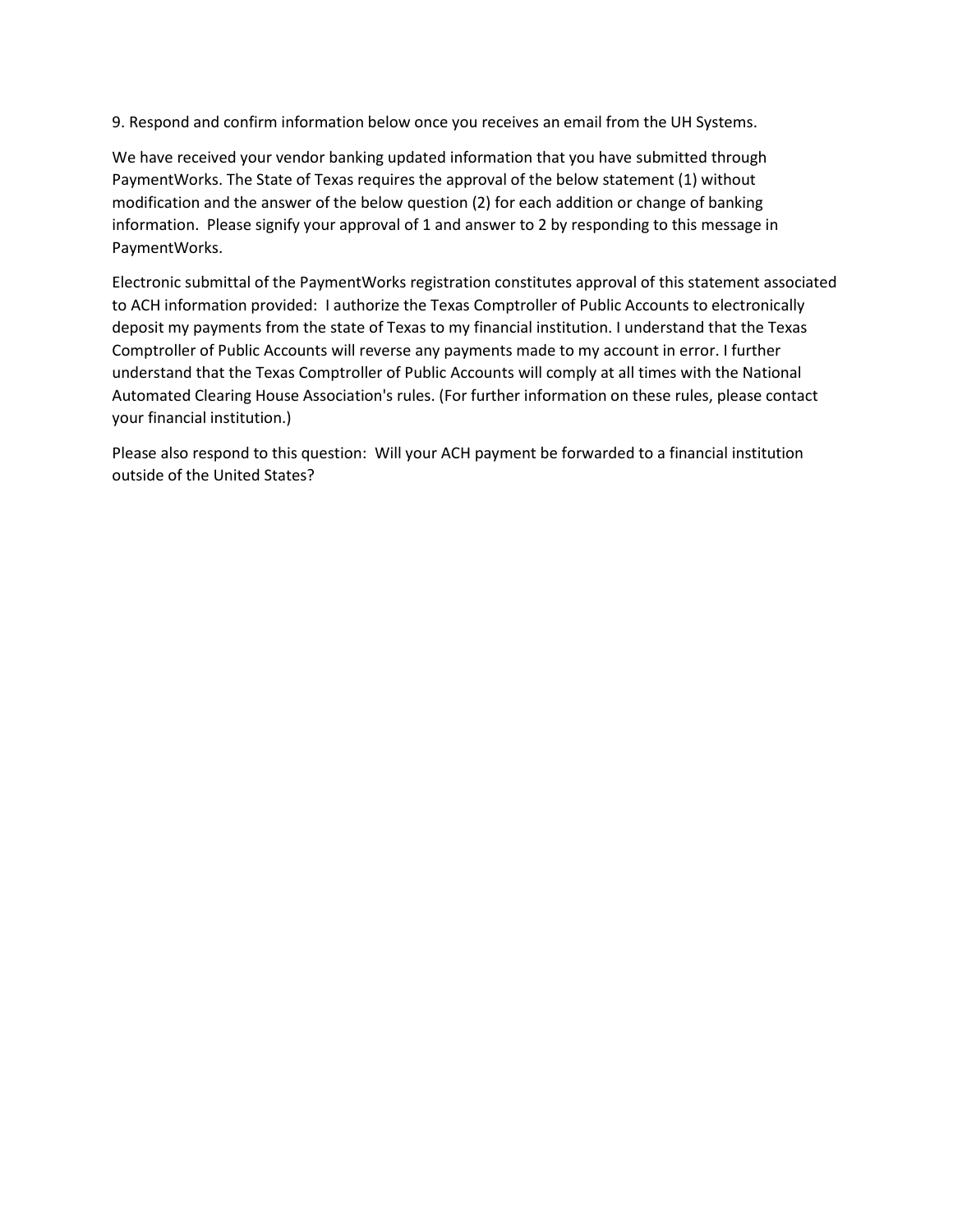9. Respond and confirm information below once you receives an email from the UH Systems.

We have received your vendor banking updated information that you have submitted through PaymentWorks. The State of Texas requires the approval of the below statement (1) without modification and the answer of the below question (2) for each addition or change of banking information. Please signify your approval of 1 and answer to 2 by responding to this message in PaymentWorks.

Electronic submittal of the PaymentWorks registration constitutes approval of this statement associated to ACH information provided: I authorize the Texas Comptroller of Public Accounts to electronically deposit my payments from the state of Texas to my financial institution. I understand that the Texas Comptroller of Public Accounts will reverse any payments made to my account in error. I further understand that the Texas Comptroller of Public Accounts will comply at all times with the National Automated Clearing House Association's rules. (For further information on these rules, please contact your financial institution.)

Please also respond to this question: Will your ACH payment be forwarded to a financial institution outside of the United States?